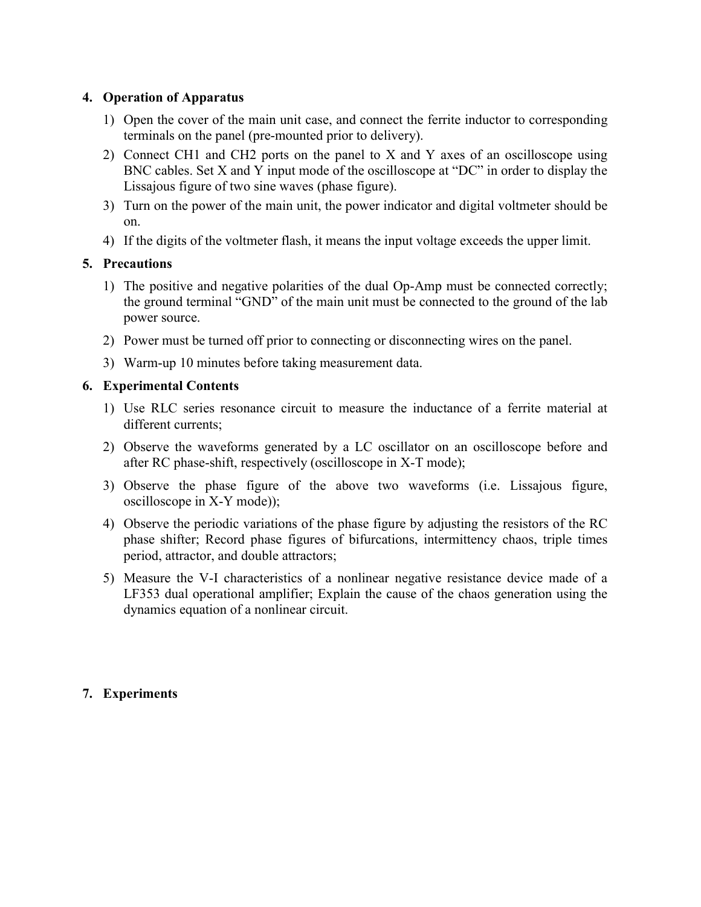## 4. Operation of Apparatus

1) Open the cover of the main unit case, and connect the ferrite inductor to corresponding terminals on the panel (pre-mounted prior to delivery).
2) Connect CH1 and CH2 ports on the panel to X and Y axes of an oscilloscope using BNC cables. Set X and Y input mode of the oscilloscope at "DC" in order to display the Lissajous figure of two sine waves (phase figure).
3) Turn on the power of the main unit, the power indicator and digital voltmeter should be on.
4) If the digits of the voltmeter flash, it means the input voltage exceeds the upper limit.

## 5. Precautions

1) The positive and negative polarities of the dual Op-Amp must be connected correctly; the ground terminal "GND" of the main unit must be connected to the ground of the lab power source.
2) Power must be turned off prior to connecting or disconnecting wires on the panel.
3) Warm-up 10 minutes before taking measurement data.

## 6. Experimental Contents

1) Use RLC series resonance circuit to measure the inductance of a ferrite material at different currents;
2) Observe the waveforms generated by a LC oscillator on an oscilloscope before and after RC phase-shift, respectively (oscilloscope in X-T mode);
3) Observe the phase figure of the above two waveforms (i.e. Lissajous figure, oscilloscope in X-Y mode));
4) Observe the periodic variations of the phase figure by adjusting the resistors of the RC phase shifter; Record phase figures of bifurcations, intermittency chaos, triple times period, attractor, and double attractors;
5) Measure the V-I characteristics of a nonlinear negative resistance device made of a LF353 dual operational amplifier; Explain the cause of the chaos generation using the dynamics equation of a nonlinear circuit.

## 7. Experiments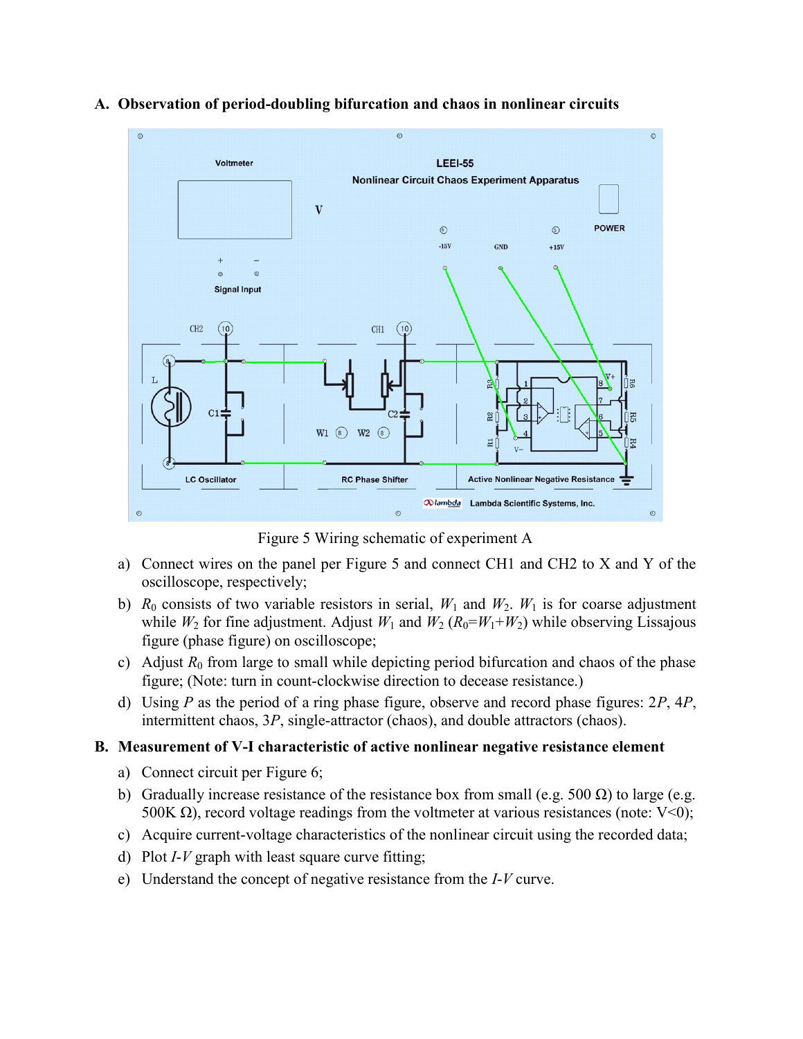## A. Observation of period-doubling bifurcation and chaos in nonlinear circuits

Figure 5 Wiring schematic of experiment A

a) Connect wires on the panel per Figure 5 and connect CH1 and CH2 to X and Y of the oscilloscope, respectively;

b) $R_0$ consists of two variable resistors in serial, $W_1$ and $W_2$. $W_1$ is for coarse adjustment while $W_2$ for fine adjustment. Adjust $W_1$ and $W_2$ ($R_0$=$W_1$+$W_2$) while observing Lissajous figure (phase figure) on oscilloscope;

c) Adjust $R_0$ from large to small while depicting period bifurcation and chaos of the phase figure; (Note: turn in count-clockwise direction to decease resistance.)

d) Using $P$ as the period of a ring phase figure, observe and record phase figures: 2$P$, 4$P$, intermittent chaos, 3$P$, single-attractor (chaos), and double attractors (chaos).

## B. Measurement of V-I characteristic of active nonlinear negative resistance element

a) Connect circuit per Figure 6;

b) Gradually increase resistance of the resistance box from small (e.g. 500 Ω) to large (e.g. 500K Ω), record voltage readings from the voltmeter at various resistances (note: V<0);

c) Acquire current-voltage characteristics of the nonlinear circuit using the recorded data;

d) Plot $I$-$V$ graph with least square curve fitting;

e) Understand the concept of negative resistance from the $I$-$V$ curve.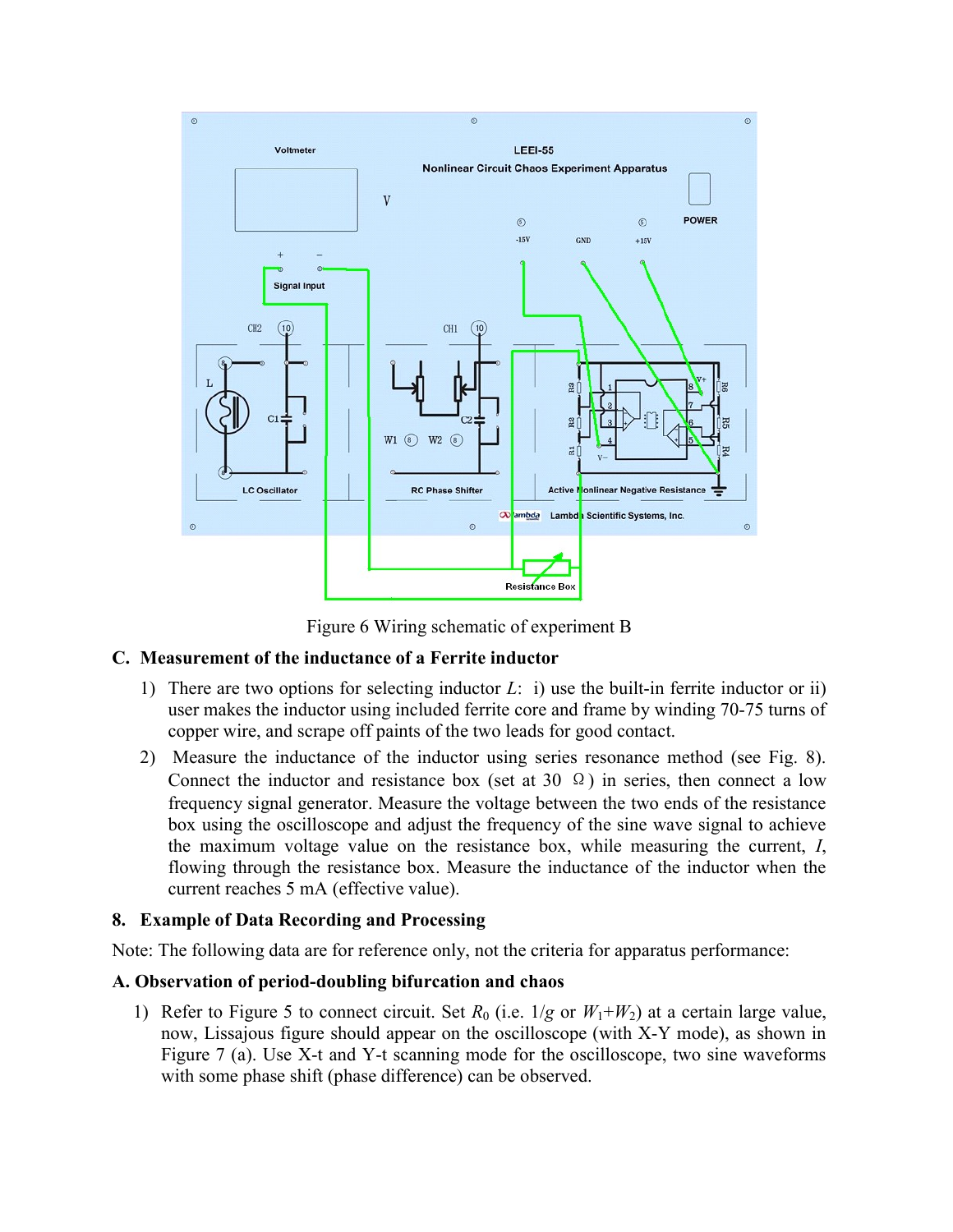Figure 6 Wiring schematic of experiment B

### C. Measurement of the inductance of a Ferrite inductor

1) There are two options for selecting inductor $L$: i) use the built-in ferrite inductor or ii) user makes the inductor using included ferrite core and frame by winding 70-75 turns of copper wire, and scrape off paints of the two leads for good contact.
2) Measure the inductance of the inductor using series resonance method (see Fig. 8). Connect the inductor and resistance box (set at 30 Ω) in series, then connect a low frequency signal generator. Measure the voltage between the two ends of the resistance box using the oscilloscope and adjust the frequency of the sine wave signal to achieve the maximum voltage value on the resistance box, while measuring the current, $I$, flowing through the resistance box. Measure the inductance of the inductor when the current reaches 5 mA (effective value).

## 8. Example of Data Recording and Processing

Note: The following data are for reference only, not the criteria for apparatus performance:

### A. Observation of period-doubling bifurcation and chaos

1) Refer to Figure 5 to connect circuit. Set $R_0$ (i.e. $1/g$ or $W_1+W_2$) at a certain large value, now, Lissajous figure should appear on the oscilloscope (with X-Y mode), as shown in Figure 7 (a). Use X-t and Y-t scanning mode for the oscilloscope, two sine waveforms with some phase shift (phase difference) can be observed.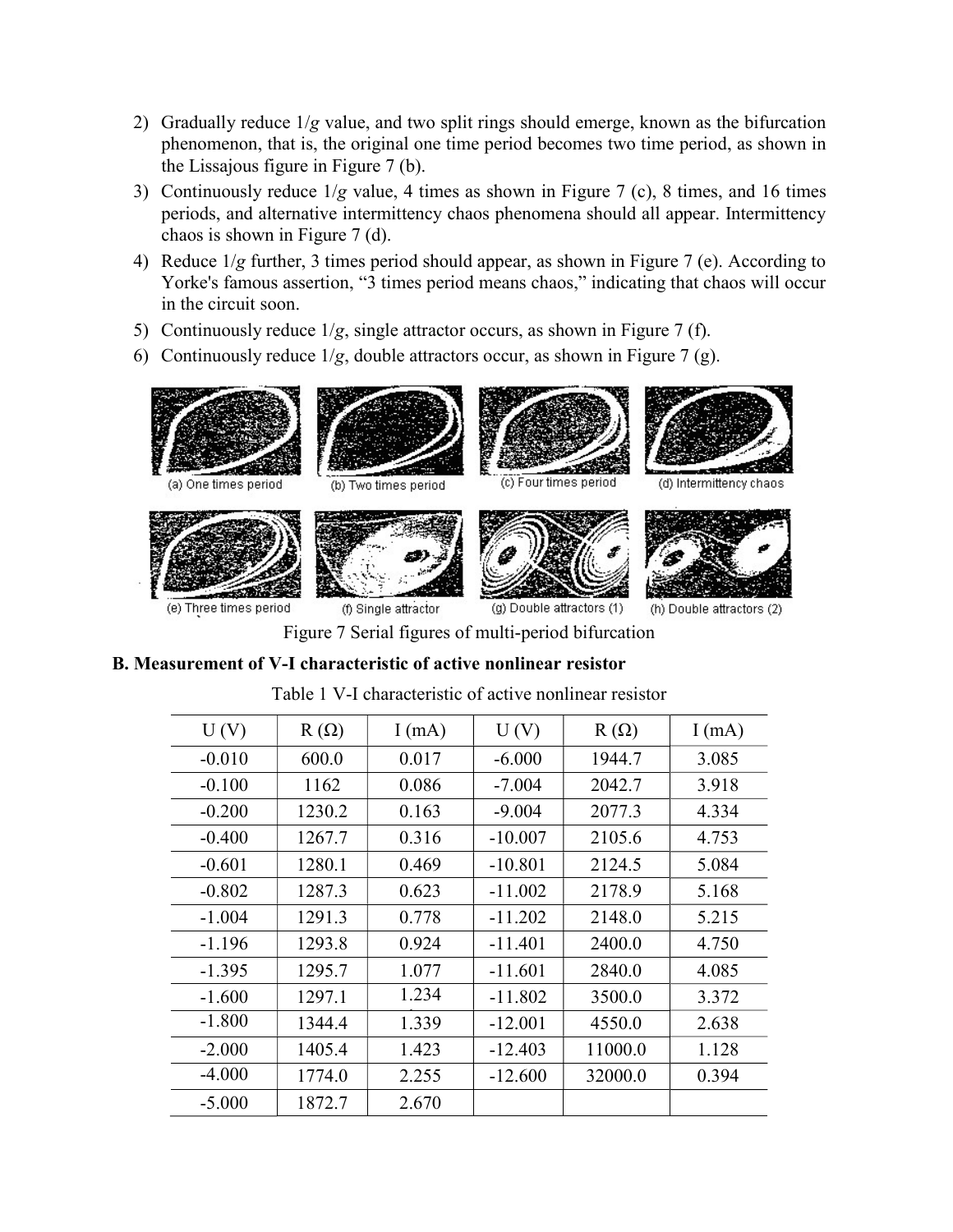2) Gradually reduce $1/g$ value, and two split rings should emerge, known as the bifurcation phenomenon, that is, the original one time period becomes two time period, as shown in the Lissajous figure in Figure 7 (b).
3) Continuously reduce $1/g$ value, 4 times as shown in Figure 7 (c), 8 times, and 16 times periods, and alternative intermittency chaos phenomena should all appear. Intermittency chaos is shown in Figure 7 (d).
4) Reduce $1/g$ further, 3 times period should appear, as shown in Figure 7 (e). According to Yorke's famous assertion, "3 times period means chaos," indicating that chaos will occur in the circuit soon.
5) Continuously reduce $1/g$, single attractor occurs, as shown in Figure 7 (f).
6) Continuously reduce $1/g$, double attractors occur, as shown in Figure 7 (g).

(a) One times period (b) Two times period (c) Four times period (d) Intermittency chaos

(e) Three times period (f) Single attractor (g) Double attractors (1) (h) Double attractors (2)

Figure 7 Serial figures of multi-period bifurcation

**B. Measurement of V-I characteristic of active nonlinear resistor**

Table 1 V-I characteristic of active nonlinear resistor

| U (V) | R (Ω) | I (mA) | U (V) | R (Ω) | I (mA) |
|---|---|---|---|---|---|
| -0.010 | 600.0 | 0.017 | -6.000 | 1944.7 | 3.085 |
| -0.100 | 1162 | 0.086 | -7.004 | 2042.7 | 3.918 |
| -0.200 | 1230.2 | 0.163 | -9.004 | 2077.3 | 4.334 |
| -0.400 | 1267.7 | 0.316 | -10.007 | 2105.6 | 4.753 |
| -0.601 | 1280.1 | 0.469 | -10.801 | 2124.5 | 5.084 |
| -0.802 | 1287.3 | 0.623 | -11.002 | 2178.9 | 5.168 |
| -1.004 | 1291.3 | 0.778 | -11.202 | 2148.0 | 5.215 |
| -1.196 | 1293.8 | 0.924 | -11.401 | 2400.0 | 4.750 |
| -1.395 | 1295.7 | 1.077 | -11.601 | 2840.0 | 4.085 |
| -1.600 | 1297.1 | 1.234 | -11.802 | 3500.0 | 3.372 |
| -1.800 | 1344.4 | 1.339 | -12.001 | 4550.0 | 2.638 |
| -2.000 | 1405.4 | 1.423 | -12.403 | 11000.0 | 1.128 |
| -4.000 | 1774.0 | 2.255 | -12.600 | 32000.0 | 0.394 |
| -5.000 | 1872.7 | 2.670 | | | |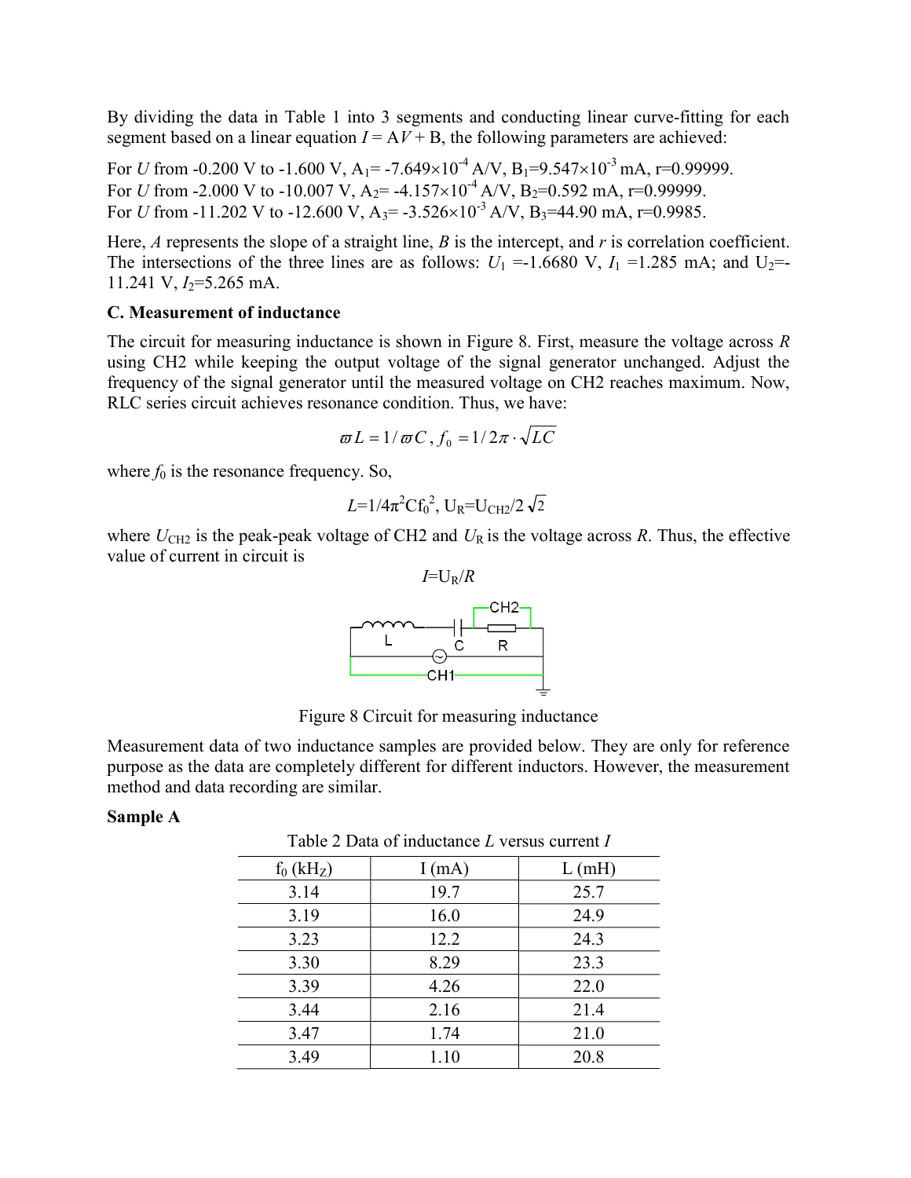By dividing the data in Table 1 into 3 segments and conducting linear curve-fitting for each segment based on a linear equation $I = AV + B$, the following parameters are achieved:

For $U$ from -0.200 V to -1.600 V, $A_1$= $-7.649\times10^{-4}$ A/V, $B_1$=$9.547\times10^{-3}$ mA, r=0.99999.
For $U$ from -2.000 V to -10.007 V, $A_2$= $-4.157\times10^{-4}$ A/V, $B_2$=0.592 mA, r=0.99999.
For $U$ from -11.202 V to -12.600 V, $A_3$= $-3.526\times10^{-3}$ A/V, $B_3$=44.90 mA, r=0.9985.

Here, $A$ represents the slope of a straight line, $B$ is the intercept, and $r$ is correlation coefficient. The intersections of the three lines are as follows: $U_1$ =-1.6680 V, $I_1$ =1.285 mA; and $U_2$=-11.241 V, $I_2$=5.265 mA.

**C. Measurement of inductance**

The circuit for measuring inductance is shown in Figure 8. First, measure the voltage across $R$ using CH2 while keeping the output voltage of the signal generator unchanged. Adjust the frequency of the signal generator until the measured voltage on CH2 reaches maximum. Now, RLC series circuit achieves resonance condition. Thus, we have:

$$\varpi L = 1/\varpi C, \ f_0 = 1/2\pi \cdot \sqrt{LC}$$

where $f_0$ is the resonance frequency. So,

$$L=1/4\pi^2 C f_0^2, \ U_R=U_{CH2}/2\sqrt{2}$$

where $U_{CH2}$ is the peak-peak voltage of CH2 and $U_R$ is the voltage across $R$. Thus, the effective value of current in circuit is

$$I=U_R/R$$

Figure 8 Circuit for measuring inductance

Measurement data of two inductance samples are provided below. They are only for reference purpose as the data are completely different for different inductors. However, the measurement method and data recording are similar.

**Sample A**

Table 2 Data of inductance $L$ versus current $I$

| $f_0$ (kHz) | I (mA) | L (mH) |
|---|---|---|
| 3.14 | 19.7 | 25.7 |
| 3.19 | 16.0 | 24.9 |
| 3.23 | 12.2 | 24.3 |
| 3.30 | 8.29 | 23.3 |
| 3.39 | 4.26 | 22.0 |
| 3.44 | 2.16 | 21.4 |
| 3.47 | 1.74 | 21.0 |
| 3.49 | 1.10 | 20.8 |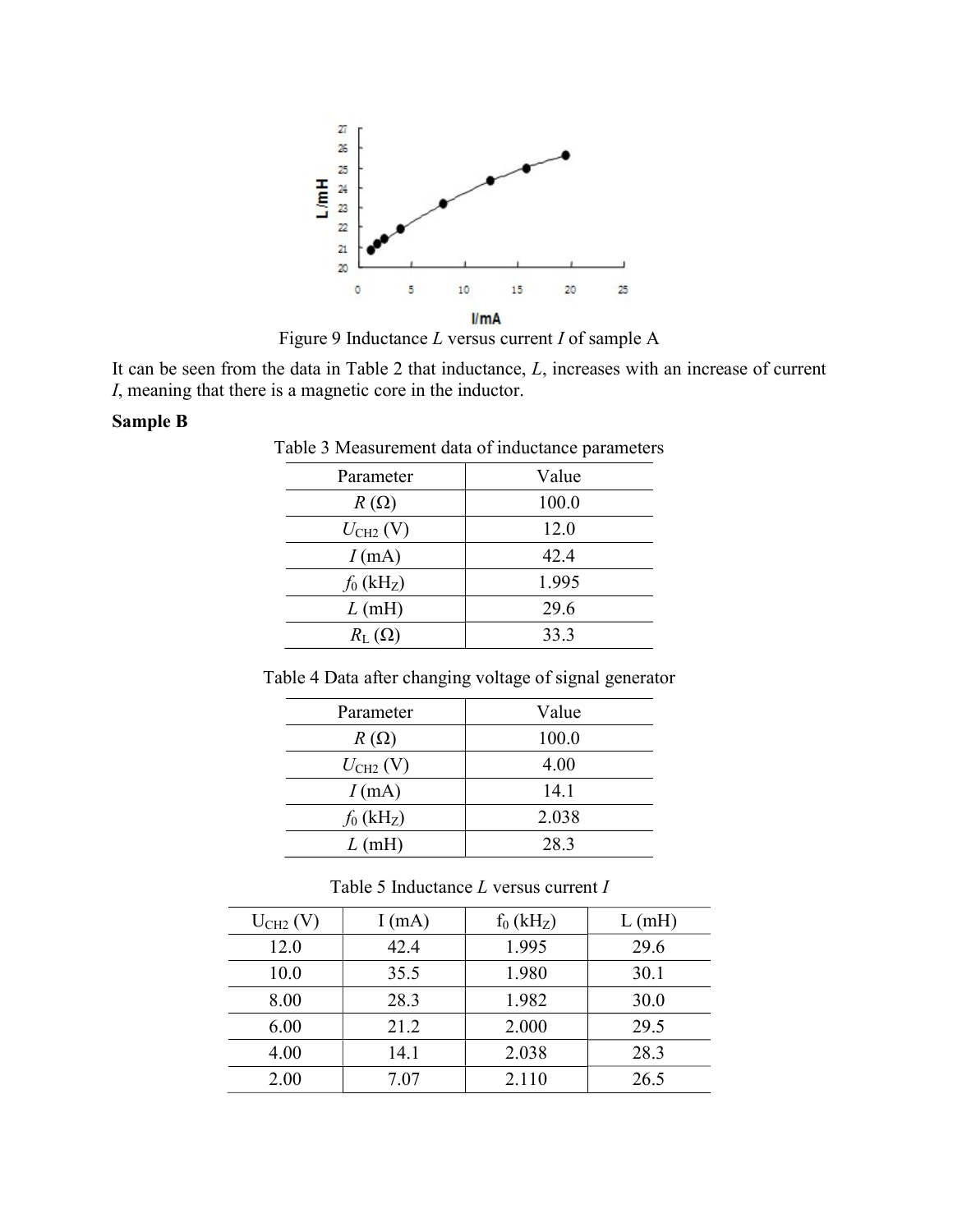Figure 9 Inductance $L$ versus current $I$ of sample A

It can be seen from the data in Table 2 that inductance, $L$, increases with an increase of current $I$, meaning that there is a magnetic core in the inductor.

**Sample B**

Table 3 Measurement data of inductance parameters

| Parameter | Value |
| --- | --- |
| $R$ (Ω) | 100.0 |
| $U_{CH2}$ (V) | 12.0 |
| $I$ (mA) | 42.4 |
| $f_0$ (kHz) | 1.995 |
| $L$ (mH) | 29.6 |
| $R_L$ (Ω) | 33.3 |

Table 4 Data after changing voltage of signal generator

| Parameter | Value |
| --- | --- |
| $R$ (Ω) | 100.0 |
| $U_{CH2}$ (V) | 4.00 |
| $I$ (mA) | 14.1 |
| $f_0$ (kHz) | 2.038 |
| $L$ (mH) | 28.3 |

Table 5 Inductance $L$ versus current $I$

| $U_{CH2}$ (V) | I (mA) | $f_0$ (kHz) | L (mH) |
| --- | --- | --- | --- |
| 12.0 | 42.4 | 1.995 | 29.6 |
| 10.0 | 35.5 | 1.980 | 30.1 |
| 8.00 | 28.3 | 1.982 | 30.0 |
| 6.00 | 21.2 | 2.000 | 29.5 |
| 4.00 | 14.1 | 2.038 | 28.3 |
| 2.00 | 7.07 | 2.110 | 26.5 |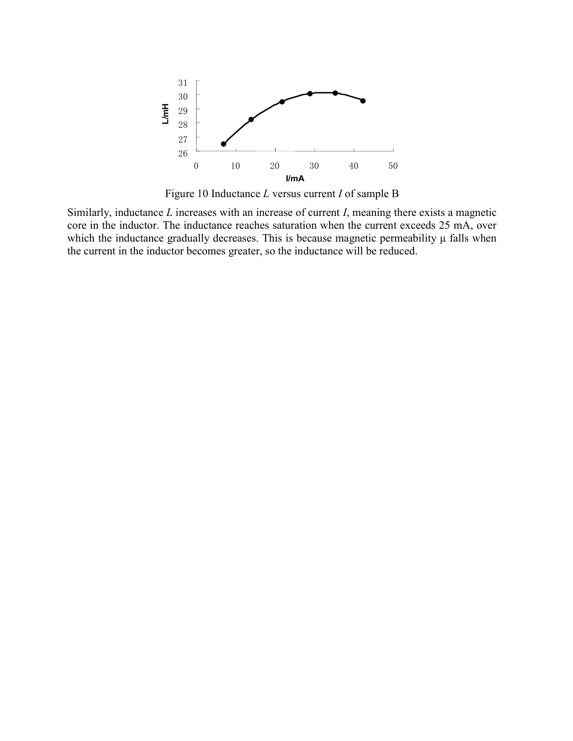31
30
29
28
27
26
L/mH
0
10
20
30
40
50
I/mA

Figure 10 Inductance $L$ versus current $I$ of sample B

Similarly, inductance $L$ increases with an increase of current $I$, meaning there exists a magnetic core in the inductor. The inductance reaches saturation when the current exceeds 25 mA, over which the inductance gradually decreases. This is because magnetic permeability $\mu$ falls when the current in the inductor becomes greater, so the inductance will be reduced.